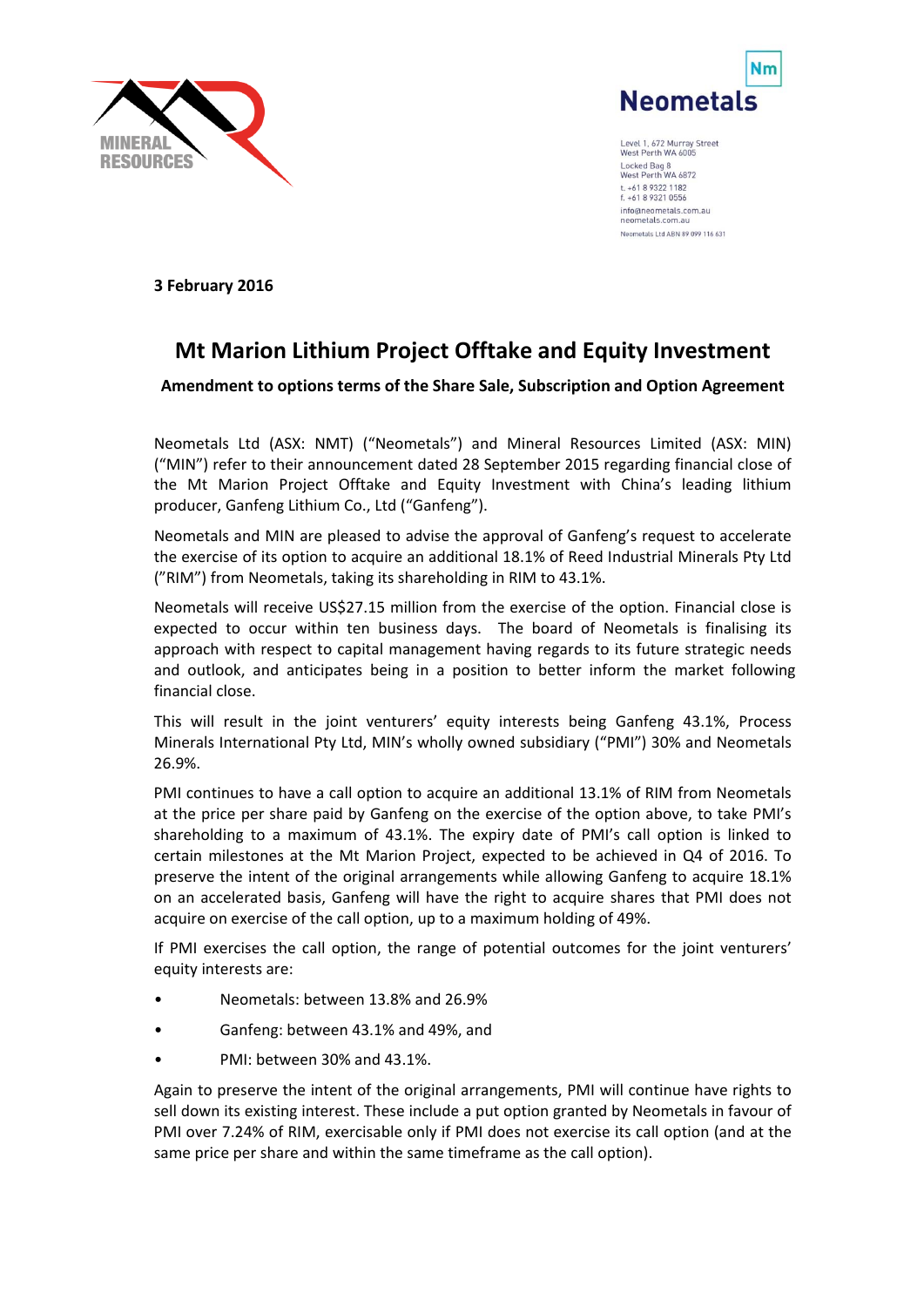MINERAL RESOURCES

Neometals

Level 1, 672 Murray Street
West Perth WA 6005
Locked Bag 8
West Perth WA 6872
t. +61 8 9322 1182
f. +61 8 9321 0556
info@neometals.com.au
neometals.com.au
Neometals Ltd ABN 89 099 116 631

**3 February 2016**

# Mt Marion Lithium Project Offtake and Equity Investment

**Amendment to options terms of the Share Sale, Subscription and Option Agreement**

Neometals Ltd (ASX: NMT) ("Neometals") and Mineral Resources Limited (ASX: MIN) ("MIN") refer to their announcement dated 28 September 2015 regarding financial close of the Mt Marion Project Offtake and Equity Investment with China's leading lithium producer, Ganfeng Lithium Co., Ltd ("Ganfeng").

Neometals and MIN are pleased to advise the approval of Ganfeng's request to accelerate the exercise of its option to acquire an additional 18.1% of Reed Industrial Minerals Pty Ltd ("RIM") from Neometals, taking its shareholding in RIM to 43.1%.

Neometals will receive US$27.15 million from the exercise of the option. Financial close is expected to occur within ten business days. The board of Neometals is finalising its approach with respect to capital management having regards to its future strategic needs and outlook, and anticipates being in a position to better inform the market following financial close.

This will result in the joint venturers' equity interests being Ganfeng 43.1%, Process Minerals International Pty Ltd, MIN's wholly owned subsidiary ("PMI") 30% and Neometals 26.9%.

PMI continues to have a call option to acquire an additional 13.1% of RIM from Neometals at the price per share paid by Ganfeng on the exercise of the option above, to take PMI's shareholding to a maximum of 43.1%. The expiry date of PMI's call option is linked to certain milestones at the Mt Marion Project, expected to be achieved in Q4 of 2016. To preserve the intent of the original arrangements while allowing Ganfeng to acquire 18.1% on an accelerated basis, Ganfeng will have the right to acquire shares that PMI does not acquire on exercise of the call option, up to a maximum holding of 49%.

If PMI exercises the call option, the range of potential outcomes for the joint venturers' equity interests are:

- Neometals: between 13.8% and 26.9%
- Ganfeng: between 43.1% and 49%, and
- PMI: between 30% and 43.1%.

Again to preserve the intent of the original arrangements, PMI will continue have rights to sell down its existing interest. These include a put option granted by Neometals in favour of PMI over 7.24% of RIM, exercisable only if PMI does not exercise its call option (and at the same price per share and within the same timeframe as the call option).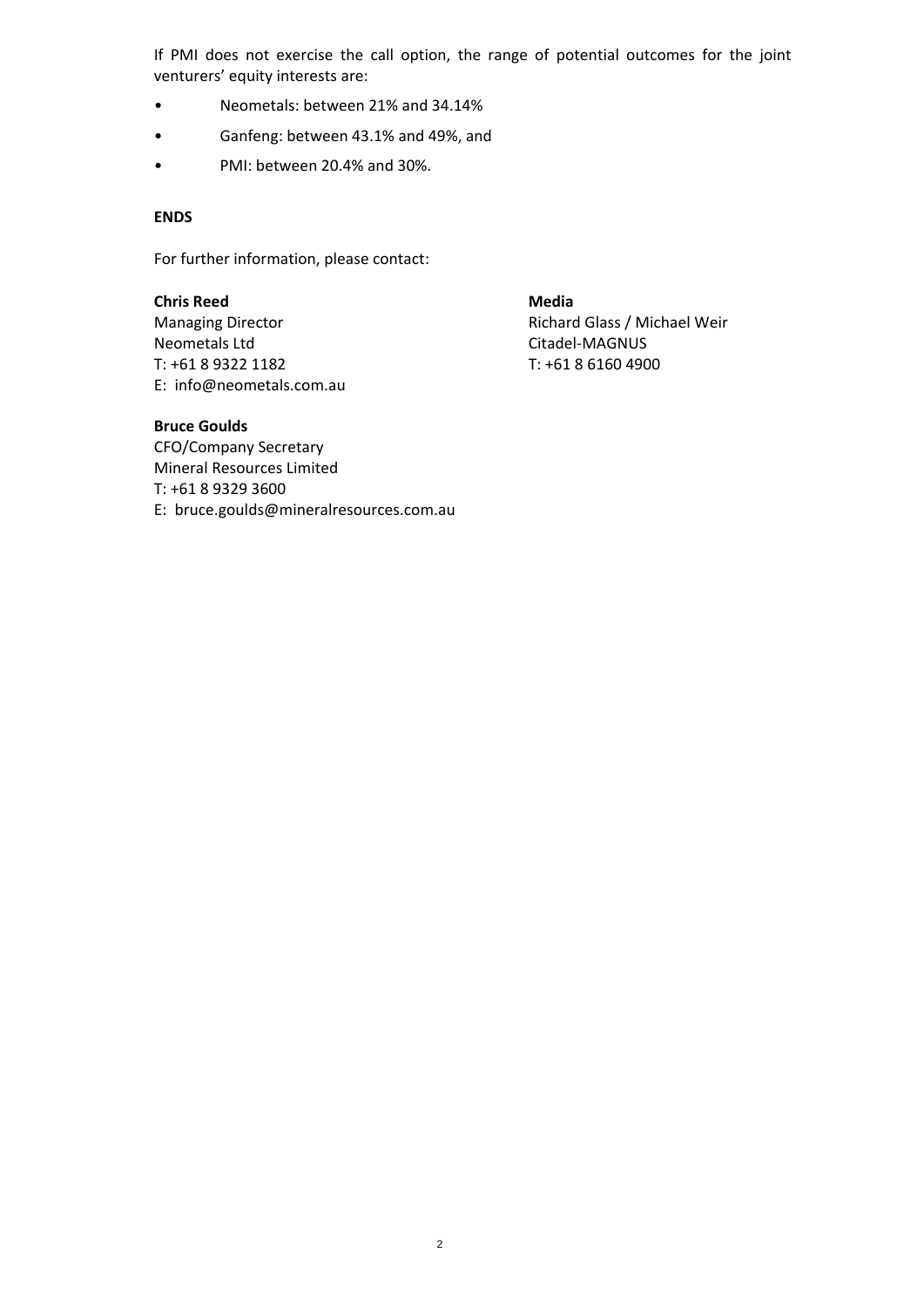If PMI does not exercise the call option, the range of potential outcomes for the joint venturers' equity interests are:

- Neometals: between 21% and 34.14%
- Ganfeng: between 43.1% and 49%, and
- PMI: between 20.4% and 30%.

**ENDS**

For further information, please contact:

**Chris Reed**
Managing Director
Neometals Ltd
T: +61 8 9322 1182
E: info@neometals.com.au

**Media**
Richard Glass / Michael Weir
Citadel-MAGNUS
T: +61 8 6160 4900

**Bruce Goulds**
CFO/Company Secretary
Mineral Resources Limited
T: +61 8 9329 3600
E: bruce.goulds@mineralresources.com.au